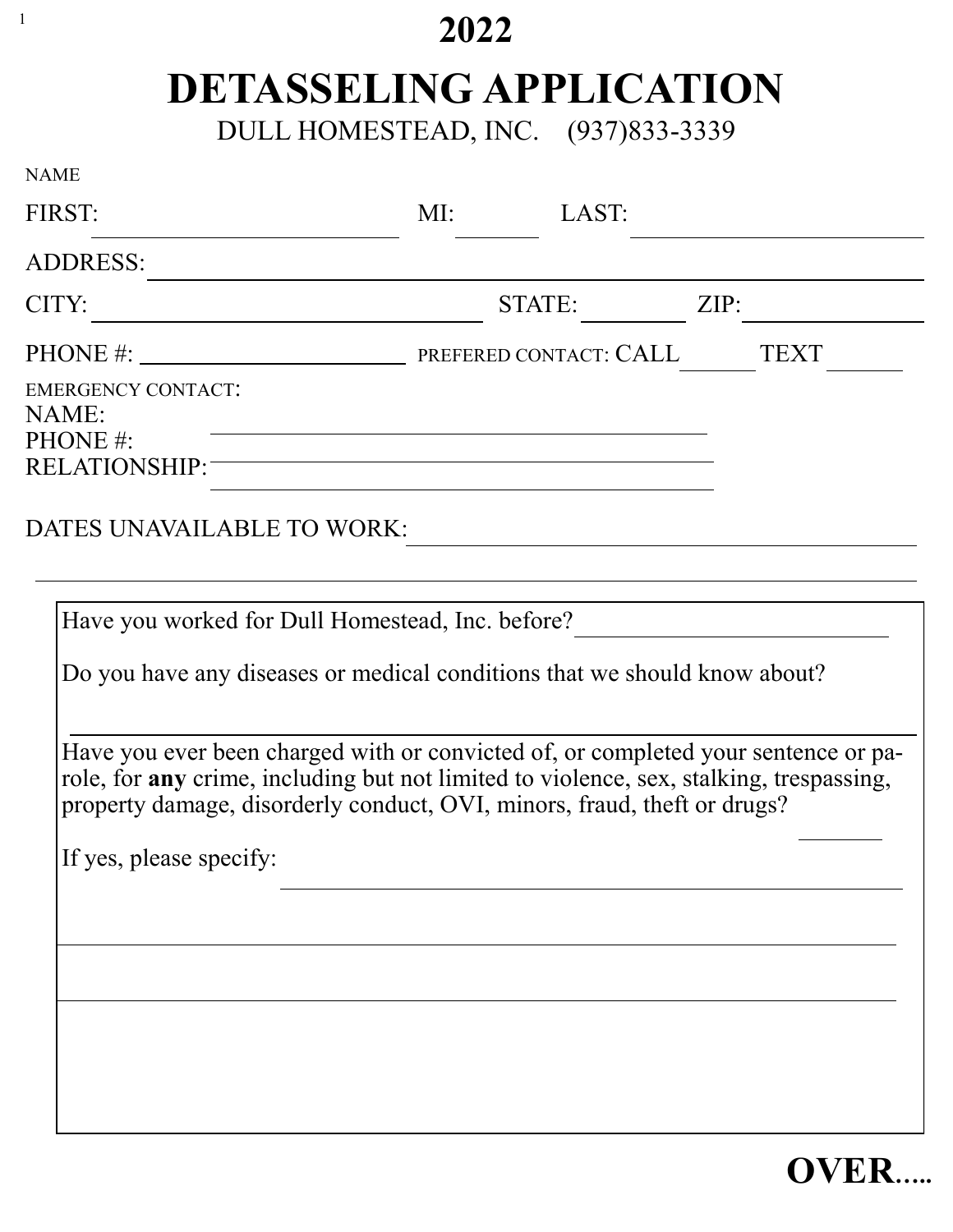# 2022

# DETASSELING APPLICATION

DULL HOMESTEAD, INC. (937)833-3339

NAME

FIRST: ______________________ MI: ______ LAST: ______________________

ADDRESS: ____________________________________________

CITY: ______________________ STATE: ________ ZIP: ____________

PHONE #: ____________________ PREFERED CONTACT: CALL ______ TEXT ______

EMERGENCY CONTACT:

NAME: ______________________________

PHONE #: ______________________________

RELATIONSHIP: ______________________________

DATES UNAVAILABLE TO WORK: ______________________________

______________________________________________________________

Have you worked for Dull Homestead, Inc. before? ____________________

Do you have any diseases or medical conditions that we should know about?

______________________________________________________________

Have you ever been charged with or convicted of, or completed your sentence or parole, for **any** crime, including but not limited to violence, sex, stalking, trespassing, property damage, disorderly conduct, OVI, minors, fraud, theft or drugs? ______

If yes, please specify: ______________________________________________

______________________________________________________________

______________________________________________________________

**OVER.....**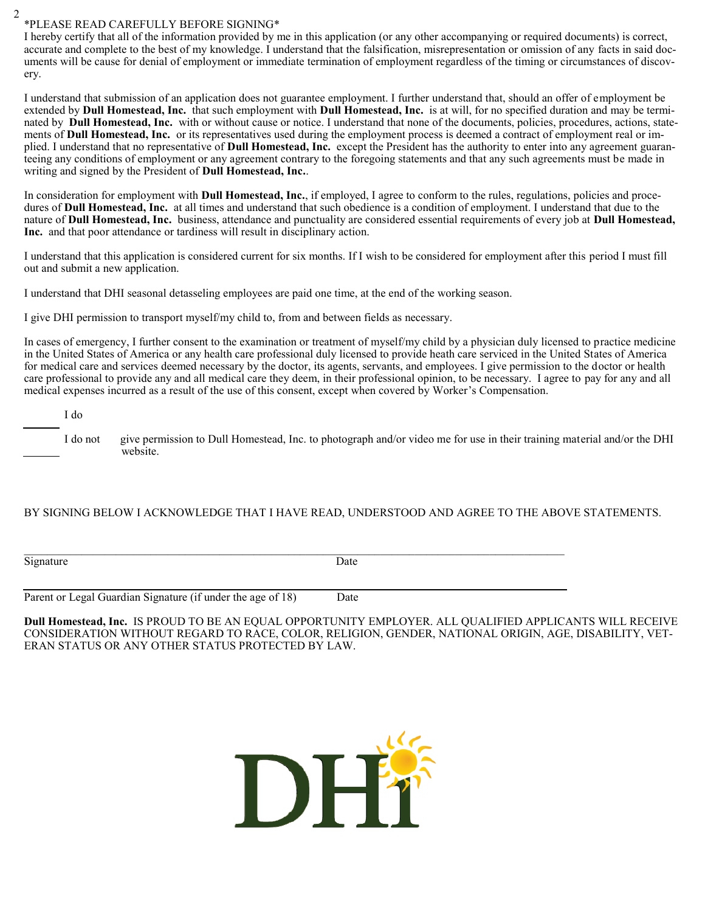*PLEASE READ CAREFULLY BEFORE SIGNING*

I hereby certify that all of the information provided by me in this application (or any other accompanying or required documents) is correct, accurate and complete to the best of my knowledge. I understand that the falsification, misrepresentation or omission of any facts in said documents will be cause for denial of employment or immediate termination of employment regardless of the timing or circumstances of discovery.

I understand that submission of an application does not guarantee employment. I further understand that, should an offer of employment be extended by **Dull Homestead, Inc.** that such employment with **Dull Homestead, Inc.** is at will, for no specified duration and may be terminated by **Dull Homestead, Inc.** with or without cause or notice. I understand that none of the documents, policies, procedures, actions, statements of **Dull Homestead, Inc.** or its representatives used during the employment process is deemed a contract of employment real or implied. I understand that no representative of **Dull Homestead, Inc.** except the President has the authority to enter into any agreement guaranteeing any conditions of employment or any agreement contrary to the foregoing statements and that any such agreements must be made in writing and signed by the President of **Dull Homestead, Inc.**.

In consideration for employment with **Dull Homestead, Inc.**, if employed, I agree to conform to the rules, regulations, policies and procedures of **Dull Homestead, Inc.** at all times and understand that such obedience is a condition of employment. I understand that due to the nature of **Dull Homestead, Inc.** business, attendance and punctuality are considered essential requirements of every job at **Dull Homestead, Inc.** and that poor attendance or tardiness will result in disciplinary action.

I understand that this application is considered current for six months. If I wish to be considered for employment after this period I must fill out and submit a new application.

I understand that DHI seasonal detasseling employees are paid one time, at the end of the working season.

I give DHI permission to transport myself/my child to, from and between fields as necessary.

In cases of emergency, I further consent to the examination or treatment of myself/my child by a physician duly licensed to practice medicine in the United States of America or any health care professional duly licensed to provide heath care serviced in the United States of America for medical care and services deemed necessary by the doctor, its agents, servants, and employees. I give permission to the doctor or health care professional to provide any and all medical care they deem, in their professional opinion, to be necessary. I agree to pay for any and all medical expenses incurred as a result of the use of this consent, except when covered by Worker's Compensation.

______ I do

______ I do not give permission to Dull Homestead, Inc. to photograph and/or video me for use in their training material and/or the DHI website.

BY SIGNING BELOW I ACKNOWLEDGE THAT I HAVE READ, UNDERSTOOD AND AGREE TO THE ABOVE STATEMENTS.

______________________________________________________________

Signature Date

______________________________________________________________

Parent or Legal Guardian Signature (if under the age of 18) Date

**Dull Homestead, Inc.** IS PROUD TO BE AN EQUAL OPPORTUNITY EMPLOYER. ALL QUALIFIED APPLICANTS WILL RECEIVE CONSIDERATION WITHOUT REGARD TO RACE, COLOR, RELIGION, GENDER, NATIONAL ORIGIN, AGE, DISABILITY, VETERAN STATUS OR ANY OTHER STATUS PROTECTED BY LAW.

DHI